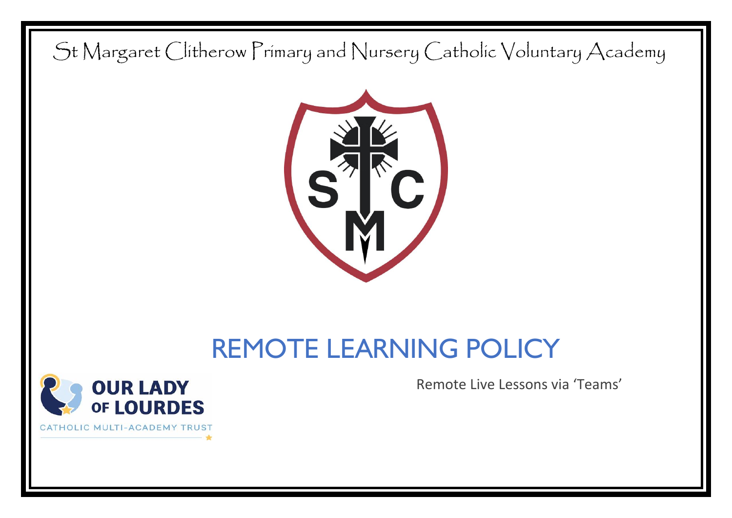St Margaret Clitherow Primary and Nursery Catholic Voluntary Academy

# REMOTE LEARNING POLICY

Remote Live Lessons via 'Teams'

OUR LADY OF LOURDES

CATHOLIC MULTI-ACADEMY TRUST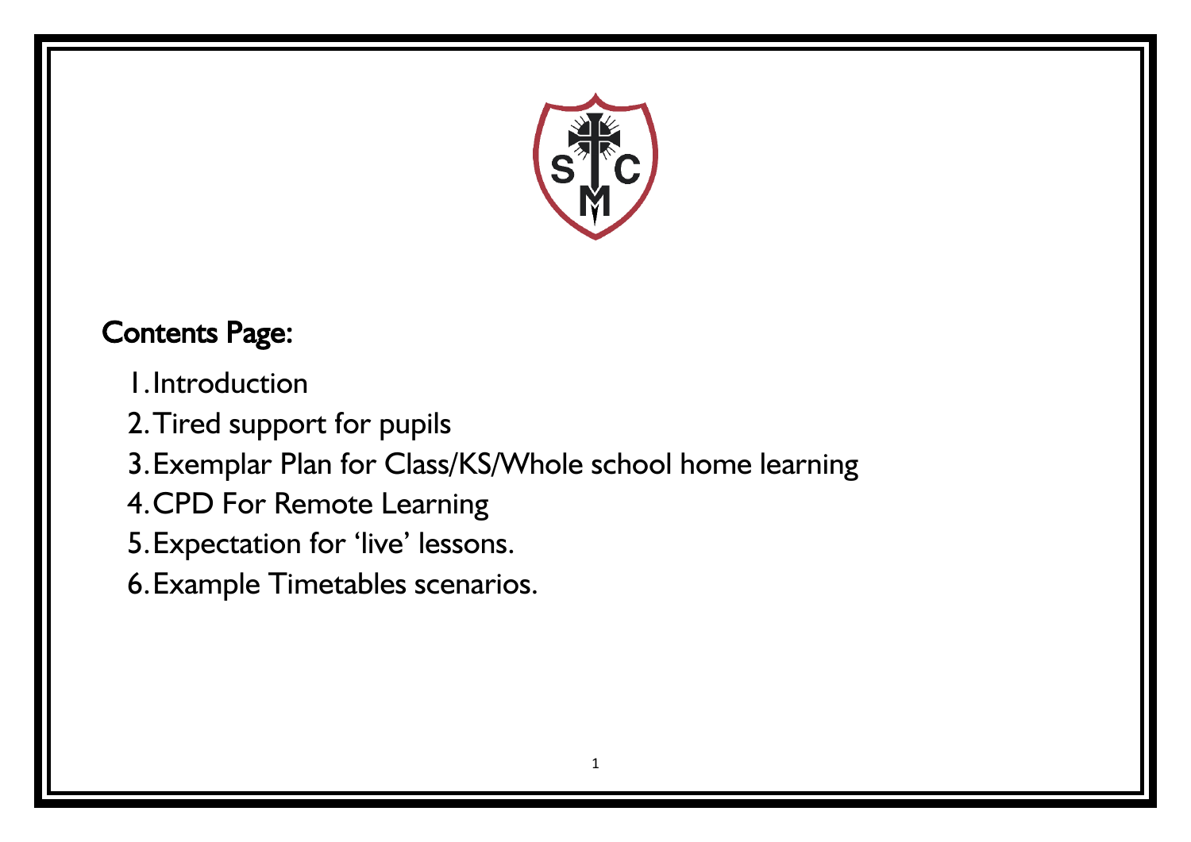## Contents Page:

1. Introduction
2. Tired support for pupils
3. Exemplar Plan for Class/KS/Whole school home learning
4. CPD For Remote Learning
5. Expectation for 'live' lessons.
6. Example Timetables scenarios.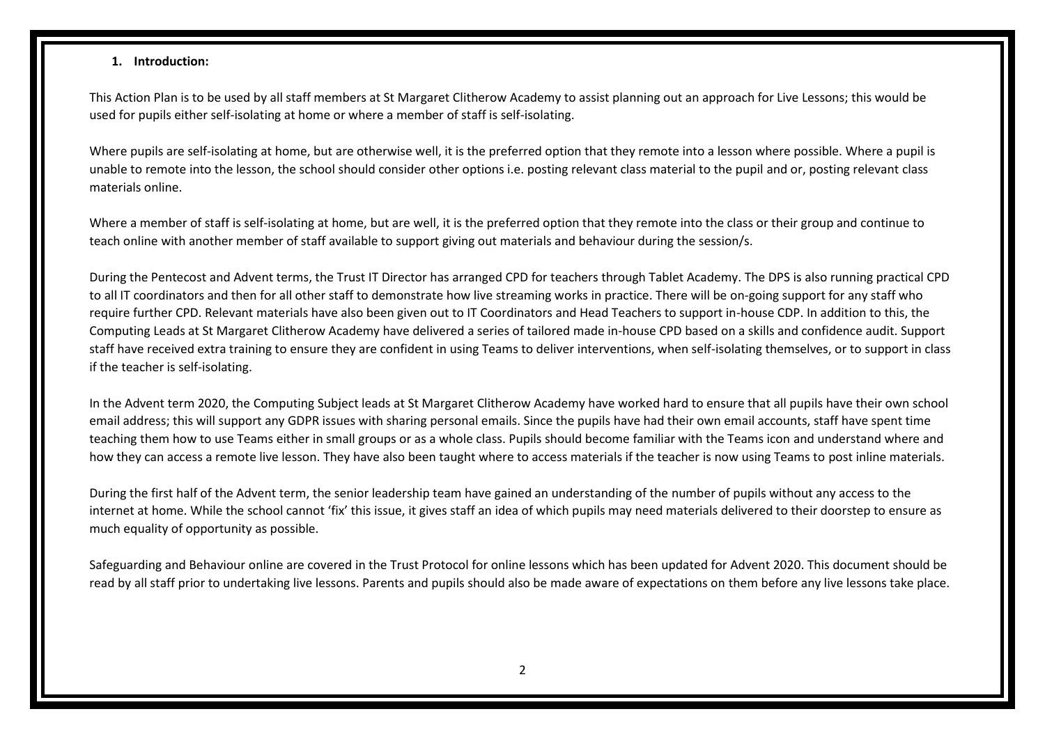## 1. Introduction:

This Action Plan is to be used by all staff members at St Margaret Clitherow Academy to assist planning out an approach for Live Lessons; this would be used for pupils either self-isolating at home or where a member of staff is self-isolating.

Where pupils are self-isolating at home, but are otherwise well, it is the preferred option that they remote into a lesson where possible. Where a pupil is unable to remote into the lesson, the school should consider other options i.e. posting relevant class material to the pupil and or, posting relevant class materials online.

Where a member of staff is self-isolating at home, but are well, it is the preferred option that they remote into the class or their group and continue to teach online with another member of staff available to support giving out materials and behaviour during the session/s.

During the Pentecost and Advent terms, the Trust IT Director has arranged CPD for teachers through Tablet Academy. The DPS is also running practical CPD to all IT coordinators and then for all other staff to demonstrate how live streaming works in practice. There will be on-going support for any staff who require further CPD. Relevant materials have also been given out to IT Coordinators and Head Teachers to support in-house CDP. In addition to this, the Computing Leads at St Margaret Clitherow Academy have delivered a series of tailored made in-house CPD based on a skills and confidence audit. Support staff have received extra training to ensure they are confident in using Teams to deliver interventions, when self-isolating themselves, or to support in class if the teacher is self-isolating.

In the Advent term 2020, the Computing Subject leads at St Margaret Clitherow Academy have worked hard to ensure that all pupils have their own school email address; this will support any GDPR issues with sharing personal emails. Since the pupils have had their own email accounts, staff have spent time teaching them how to use Teams either in small groups or as a whole class. Pupils should become familiar with the Teams icon and understand where and how they can access a remote live lesson. They have also been taught where to access materials if the teacher is now using Teams to post inline materials.

During the first half of the Advent term, the senior leadership team have gained an understanding of the number of pupils without any access to the internet at home. While the school cannot 'fix' this issue, it gives staff an idea of which pupils may need materials delivered to their doorstep to ensure as much equality of opportunity as possible.

Safeguarding and Behaviour online are covered in the Trust Protocol for online lessons which has been updated for Advent 2020. This document should be read by all staff prior to undertaking live lessons. Parents and pupils should also be made aware of expectations on them before any live lessons take place.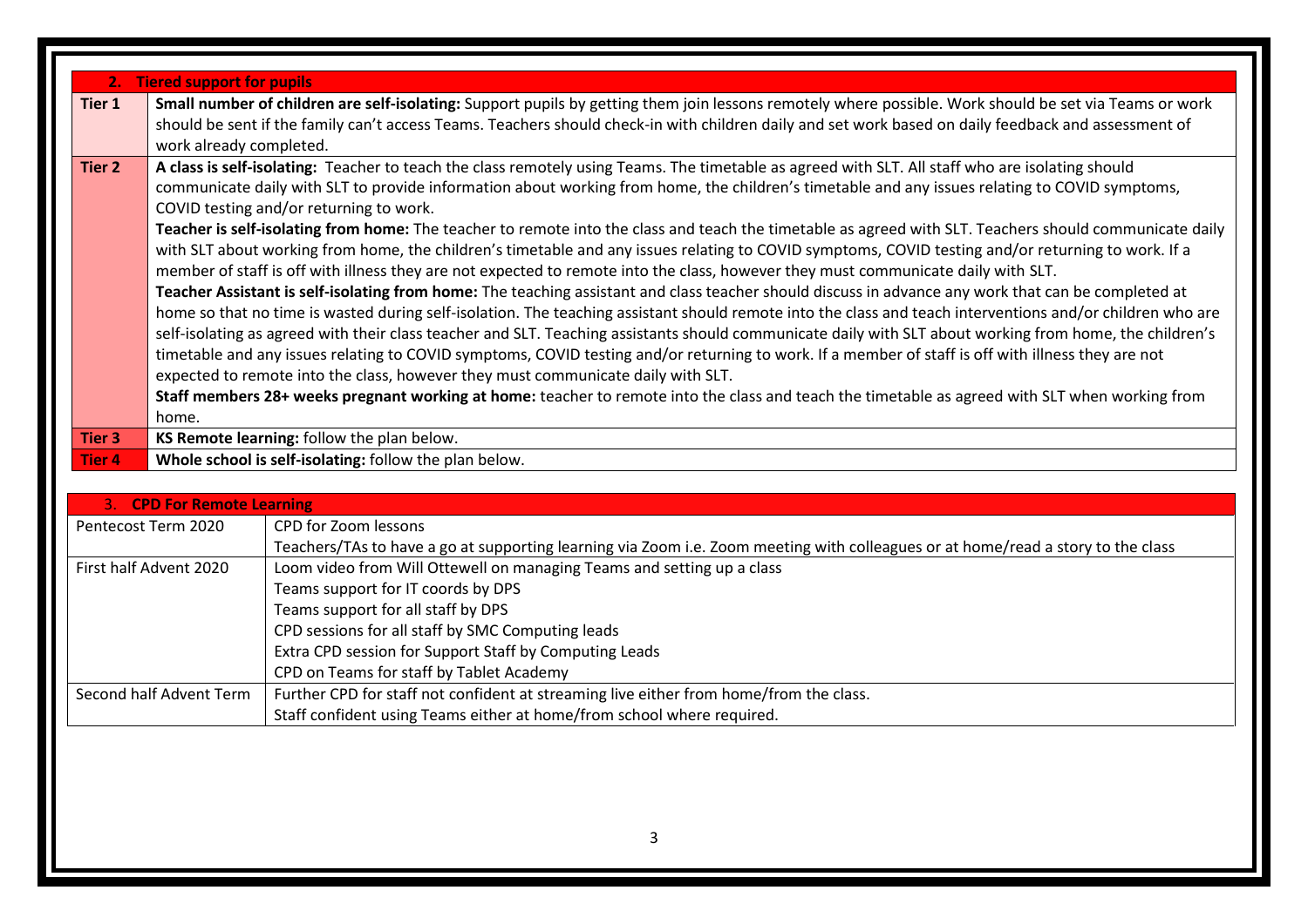| 2. Tiered support for pupils | |
|---|---|
| **Tier 1** | **Small number of children are self-isolating:** Support pupils by getting them join lessons remotely where possible. Work should be set via Teams or work should be sent if the family can't access Teams. Teachers should check-in with children daily and set work based on daily feedback and assessment of work already completed. |
| **Tier 2** | **A class is self-isolating:** Teacher to teach the class remotely using Teams. The timetable as agreed with SLT. All staff who are isolating should communicate daily with SLT to provide information about working from home, the children's timetable and any issues relating to COVID symptoms, COVID testing and/or returning to work.<br>**Teacher is self-isolating from home:** The teacher to remote into the class and teach the timetable as agreed with SLT. Teachers should communicate daily with SLT about working from home, the children's timetable and any issues relating to COVID symptoms, COVID testing and/or returning to work. If a member of staff is off with illness they are not expected to remote into the class, however they must communicate daily with SLT.<br>**Teacher Assistant is self-isolating from home:** The teaching assistant and class teacher should discuss in advance any work that can be completed at home so that no time is wasted during self-isolation. The teaching assistant should remote into the class and teach interventions and/or children who are self-isolating as agreed with their class teacher and SLT. Teaching assistants should communicate daily with SLT about working from home, the children's timetable and any issues relating to COVID symptoms, COVID testing and/or returning to work. If a member of staff is off with illness they are not expected to remote into the class, however they must communicate daily with SLT.<br>**Staff members 28+ weeks pregnant working at home:** teacher to remote into the class and teach the timetable as agreed with SLT when working from home. |
| **Tier 3** | **KS Remote learning:** follow the plan below. |
| **Tier 4** | **Whole school is self-isolating:** follow the plan below. |

| 3. CPD For Remote Learning | |
|---|---|
| Pentecost Term 2020 | CPD for Zoom lessons<br>Teachers/TAs to have a go at supporting learning via Zoom i.e. Zoom meeting with colleagues or at home/read a story to the class |
| First half Advent 2020 | Loom video from Will Ottewell on managing Teams and setting up a class<br>Teams support for IT coords by DPS<br>Teams support for all staff by DPS<br>CPD sessions for all staff by SMC Computing leads<br>Extra CPD session for Support Staff by Computing Leads<br>CPD on Teams for staff by Tablet Academy |
| Second half Advent Term | Further CPD for staff not confident at streaming live either from home/from the class.<br>Staff confident using Teams either at home/from school where required. |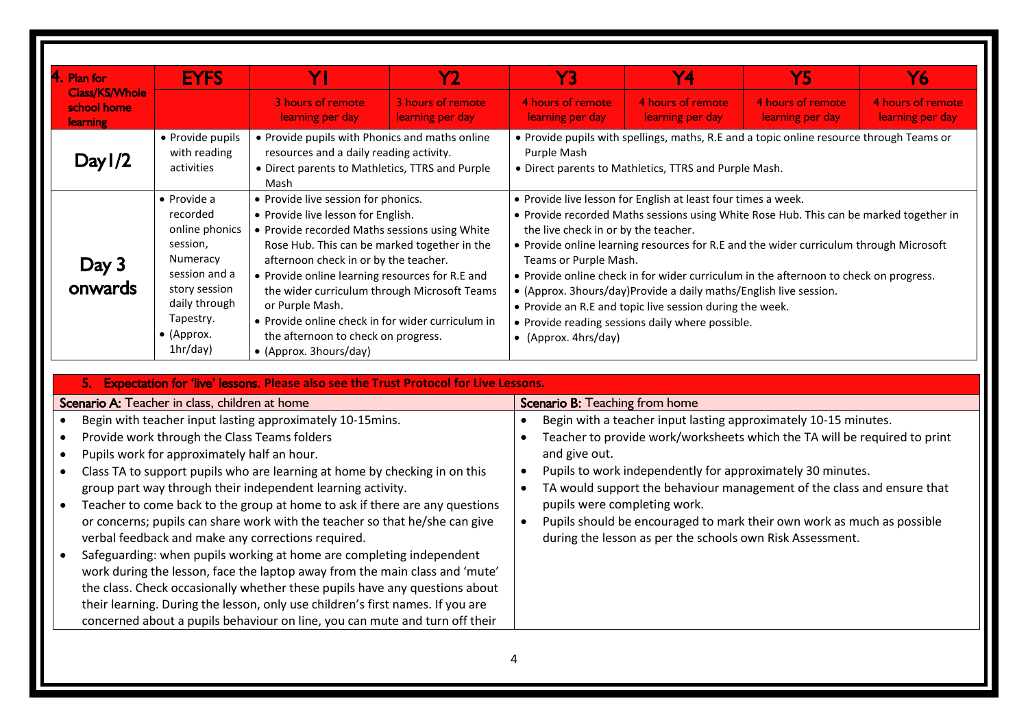| 4. Plan for Class/KS/Whole school home learning | EYFS | Y1 | Y2 | Y3 | Y4 | Y5 | Y6 |
|---|---|---|---|---|---|---|---|
| | | 3 hours of remote learning per day | 3 hours of remote learning per day | 4 hours of remote learning per day | 4 hours of remote learning per day | 4 hours of remote learning per day | 4 hours of remote learning per day |
| Day1/2 | • Provide pupils with reading activities | • Provide pupils with Phonics and maths online resources and a daily reading activity.<br>• Direct parents to Mathletics, TTRS and Purple Mash | | • Provide pupils with spellings, maths, R.E and a topic online resource through Teams or Purple Mash<br>• Direct parents to Mathletics, TTRS and Purple Mash. | | | |
| Day 3 onwards | • Provide a recorded online phonics session, Numeracy session and a story session daily through Tapestry.<br>• (Approx. 1hr/day) | • Provide live session for phonics.<br>• Provide live lesson for English.<br>• Provide recorded Maths sessions using White Rose Hub. This can be marked together in the afternoon check in or by the teacher.<br>• Provide online learning resources for R.E and the wider curriculum through Microsoft Teams or Purple Mash.<br>• Provide online check in for wider curriculum in the afternoon to check on progress.<br>• (Approx. 3hours/day) | | • Provide live lesson for English at least four times a week.<br>• Provide recorded Maths sessions using White Rose Hub. This can be marked together in the live check in or by the teacher.<br>• Provide online learning resources for R.E and the wider curriculum through Microsoft Teams or Purple Mash.<br>• Provide online check in for wider curriculum in the afternoon to check on progress.<br>• (Approx. 3hours/day)Provide a daily maths/English live session.<br>• Provide an R.E and topic live session during the week.<br>• Provide reading sessions daily where possible.<br>• (Approx. 4hrs/day) | | | |

| 5. Expectation for 'live' lessons. Please also see the Trust Protocol for Live Lessons. | |
|---|---|
| **Scenario A:** Teacher in class, children at home | **Scenario B:** Teaching from home |
| • Begin with teacher input lasting approximately 10-15mins.<br>• Provide work through the Class Teams folders<br>• Pupils work for approximately half an hour.<br>• Class TA to support pupils who are learning at home by checking in on this group part way through their independent learning activity.<br>• Teacher to come back to the group at home to ask if there are any questions or concerns; pupils can share work with the teacher so that he/she can give verbal feedback and make any corrections required.<br>• Safeguarding: when pupils working at home are completing independent work during the lesson, face the laptop away from the main class and 'mute' the class. Check occasionally whether these pupils have any questions about their learning. During the lesson, only use children's first names. If you are concerned about a pupils behaviour on line, you can mute and turn off their | • Begin with a teacher input lasting approximately 10-15 minutes.<br>• Teacher to provide work/worksheets which the TA will be required to print and give out.<br>• Pupils to work independently for approximately 30 minutes.<br>• TA would support the behaviour management of the class and ensure that pupils were completing work.<br>• Pupils should be encouraged to mark their own work as much as possible during the lesson as per the schools own Risk Assessment. |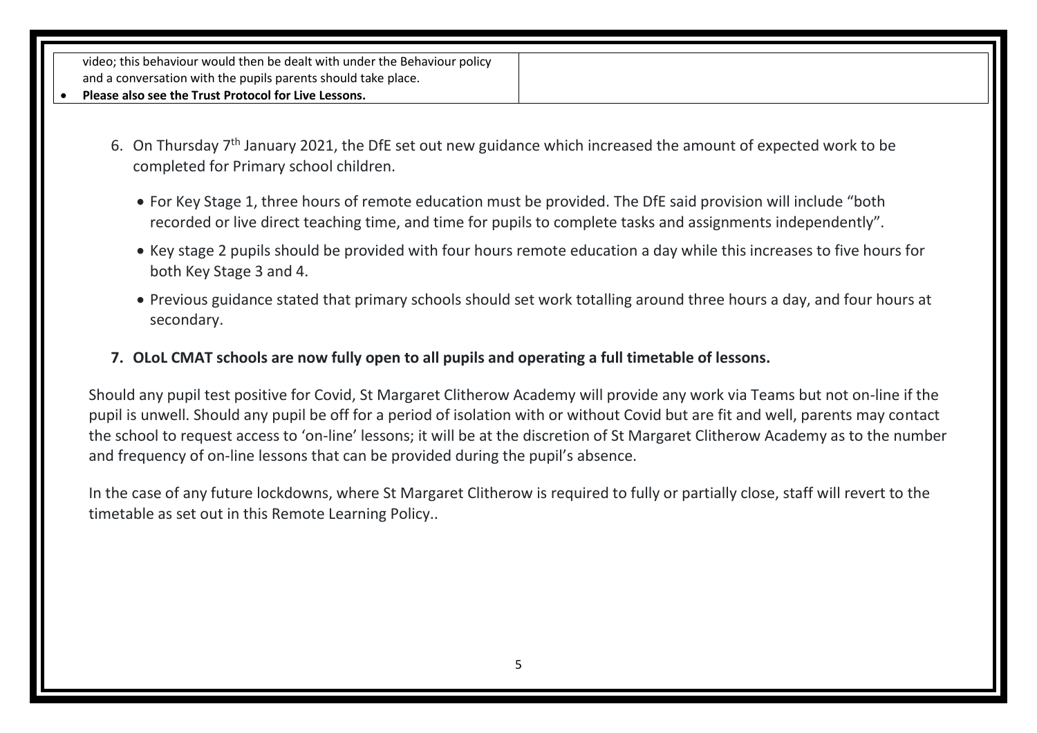| | |
|---|---|
| video; this behaviour would then be dealt with under the Behaviour policy and a conversation with the pupils parents should take place.<br>• **Please also see the Trust Protocol for Live Lessons.** | |

6. On Thursday 7th January 2021, the DfE set out new guidance which increased the amount of expected work to be completed for Primary school children.

   - For Key Stage 1, three hours of remote education must be provided. The DfE said provision will include "both recorded or live direct teaching time, and time for pupils to complete tasks and assignments independently".
   - Key stage 2 pupils should be provided with four hours remote education a day while this increases to five hours for both Key Stage 3 and 4.
   - Previous guidance stated that primary schools should set work totalling around three hours a day, and four hours at secondary.

7. **OLoL CMAT schools are now fully open to all pupils and operating a full timetable of lessons.**

Should any pupil test positive for Covid, St Margaret Clitherow Academy will provide any work via Teams but not on-line if the pupil is unwell. Should any pupil be off for a period of isolation with or without Covid but are fit and well, parents may contact the school to request access to 'on-line' lessons; it will be at the discretion of St Margaret Clitherow Academy as to the number and frequency of on-line lessons that can be provided during the pupil's absence.

In the case of any future lockdowns, where St Margaret Clitherow is required to fully or partially close, staff will revert to the timetable as set out in this Remote Learning Policy..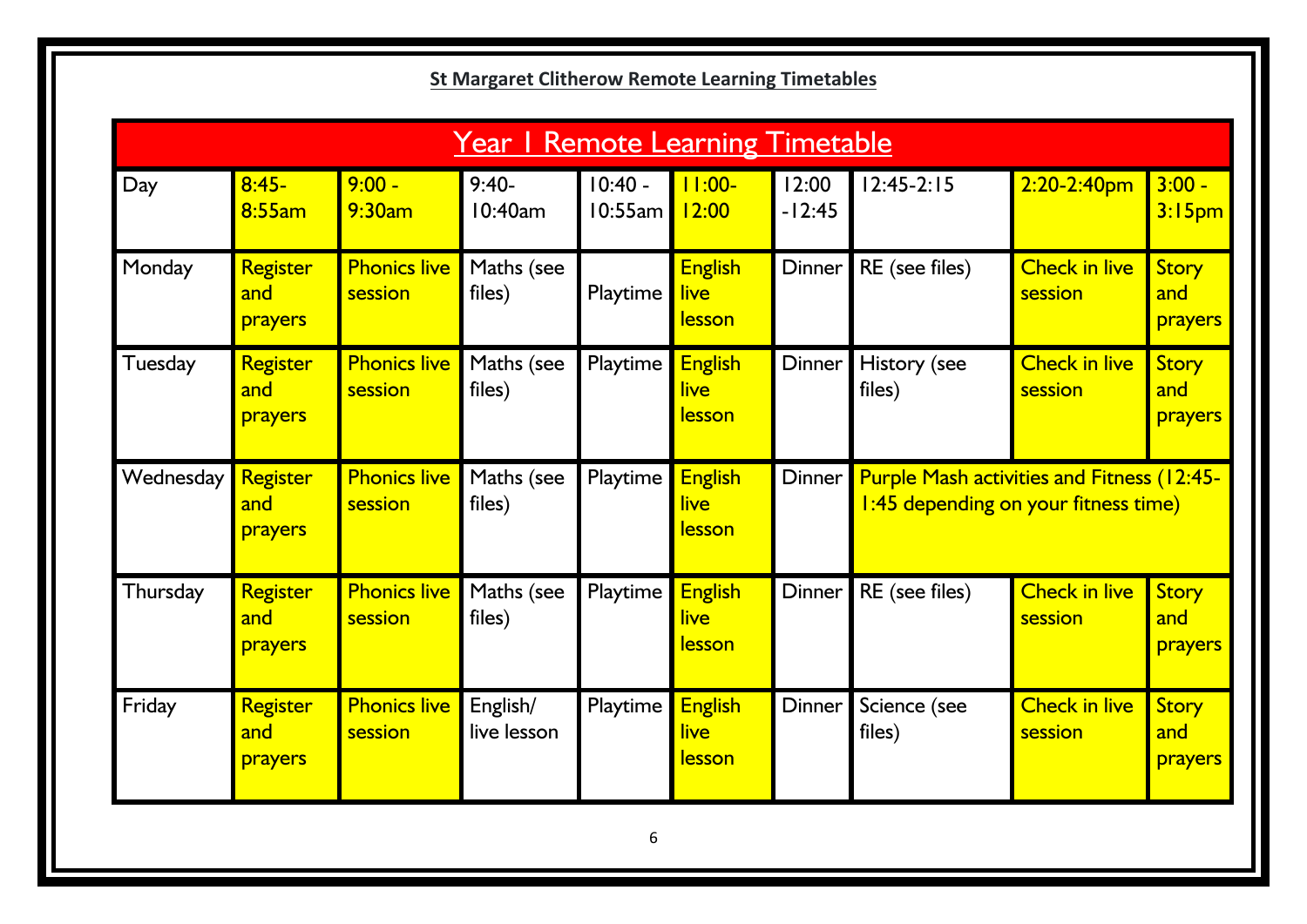**St Margaret Clitherow Remote Learning Timetables**

| Year 1 Remote Learning Timetable | | | | | | | | | |
|---|---|---|---|---|---|---|---|---|---|
| Day | 8:45-8:55am | 9:00 - 9:30am | 9:40-10:40am | 10:40 - 10:55am | 11:00-12:00 | 12:00 -12:45 | 12:45-2:15 | 2:20-2:40pm | 3:00 - 3:15pm |
| Monday | Register and prayers | Phonics live session | Maths (see files) | Playtime | English live lesson | Dinner | RE (see files) | Check in live session | Story and prayers |
| Tuesday | Register and prayers | Phonics live session | Maths (see files) | Playtime | English live lesson | Dinner | History (see files) | Check in live session | Story and prayers |
| Wednesday | Register and prayers | Phonics live session | Maths (see files) | Playtime | English live lesson | Dinner | Purple Mash activities and Fitness (12:45-1:45 depending on your fitness time) | | |
| Thursday | Register and prayers | Phonics live session | Maths (see files) | Playtime | English live lesson | Dinner | RE (see files) | Check in live session | Story and prayers |
| Friday | Register and prayers | Phonics live session | English/ live lesson | Playtime | English live lesson | Dinner | Science (see files) | Check in live session | Story and prayers |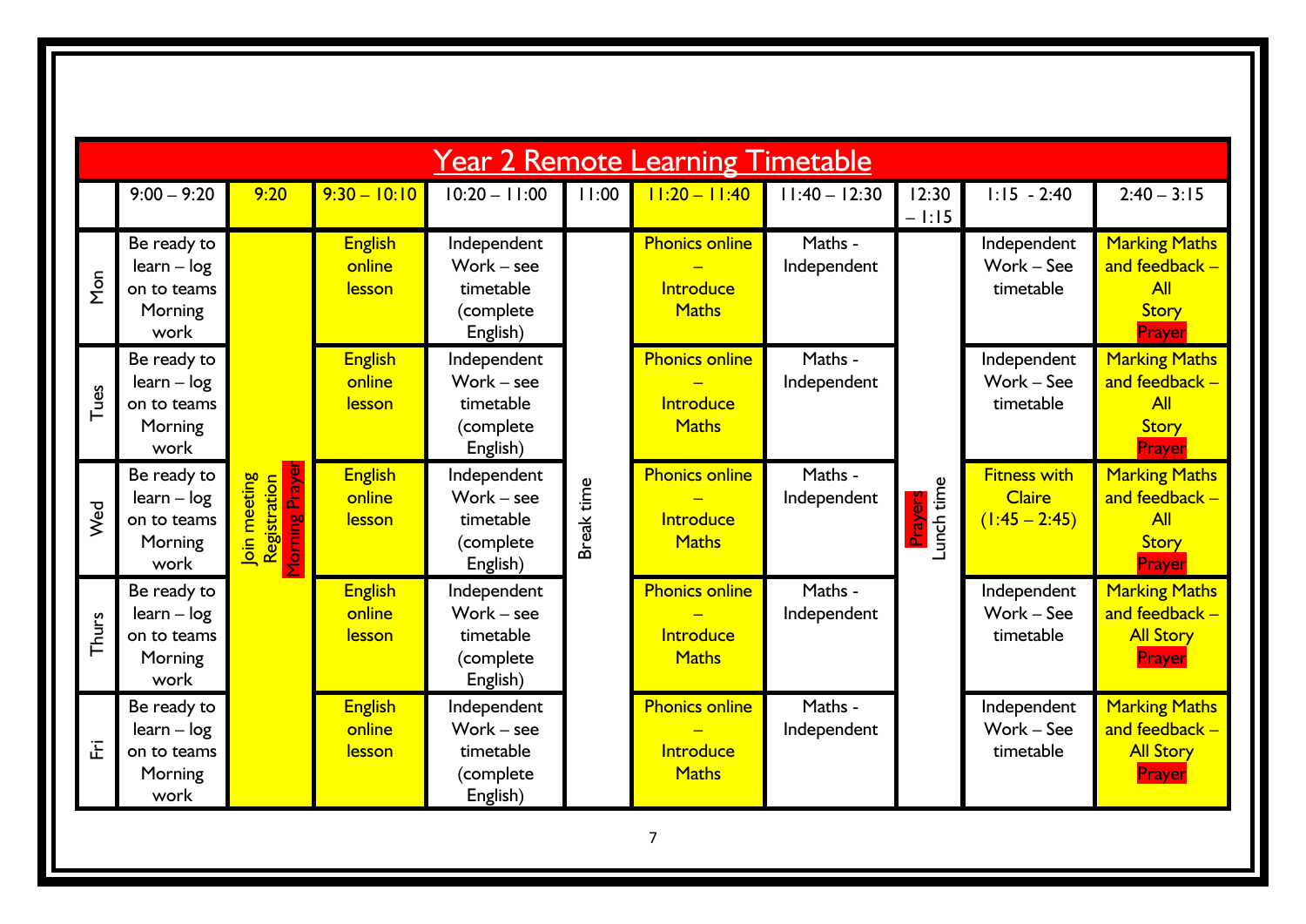# Year 2 Remote Learning Timetable

| | 9:00 – 9:20 | 9:20 | 9:30 – 10:10 | 10:20 – 11:00 | 11:00 | 11:20 – 11:40 | 11:40 – 12:30 | 12:30 – 1:15 | 1:15 - 2:40 | 2:40 – 3:15 |
|---|---|---|---|---|---|---|---|---|---|---|
| Mon | Be ready to learn – log on to teams Morning work | Join meeting Registration Morning Prayer | English online lesson | Independent Work – see timetable (complete English) | Break time | Phonics online – Introduce Maths | Maths - Independent | Prayers Lunch time | Independent Work – See timetable | Marking Maths and feedback – All Story Prayer |
| Tues | Be ready to learn – log on to teams Morning work | | English online lesson | Independent Work – see timetable (complete English) | | Phonics online – Introduce Maths | Maths - Independent | | Independent Work – See timetable | Marking Maths and feedback – All Story Prayer |
| Wed | Be ready to learn – log on to teams Morning work | | English online lesson | Independent Work – see timetable (complete English) | | Phonics online – Introduce Maths | Maths - Independent | | Fitness with Claire (1:45 – 2:45) | Marking Maths and feedback – All Story Prayer |
| Thurs | Be ready to learn – log on to teams Morning work | | English online lesson | Independent Work – see timetable (complete English) | | Phonics online – Introduce Maths | Maths - Independent | | Independent Work – See timetable | Marking Maths and feedback – All Story Prayer |
| Fri | Be ready to learn – log on to teams Morning work | | English online lesson | Independent Work – see timetable (complete English) | | Phonics online – Introduce Maths | Maths - Independent | | Independent Work – See timetable | Marking Maths and feedback – All Story Prayer |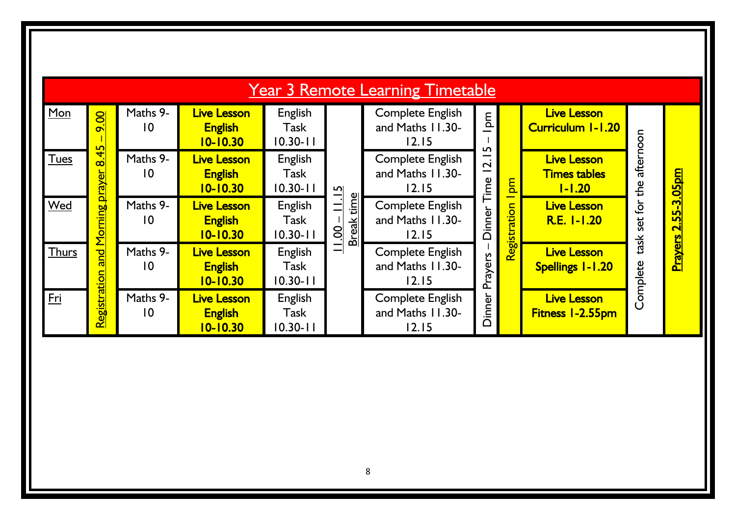# Year 3 Remote Learning Timetable

| Day | 8.45 – 9.00 | 9-10 | 10-10.30 | 10.30-11 | 11.00 – 11.15 | 11.30-12.15 | 12.15 – 1pm | 1pm | 1pm onwards | Afternoon | 2.55-3.05pm |
|---|---|---|---|---|---|---|---|---|---|---|---|
| Mon | Registration and Morning prayer 8.45 – 9.00 | Maths 9-10 | **Live Lesson English 10-10.30** | English Task 10.30-11 | 11.00 – 11.15 Break time | Complete English and Maths 11.30-12.15 | Dinner Prayers – Dinner Time 12.15 – 1pm | Registration 1pm | **Live Lesson Curriculum 1-1.20** | Complete task set for the afternoon | **Prayers 2.55-3.05pm** |
| Tues | | Maths 9-10 | **Live Lesson English 10-10.30** | English Task 10.30-11 | | Complete English and Maths 11.30-12.15 | | | **Live Lesson Times tables 1-1.20** | | |
| Wed | | Maths 9-10 | **Live Lesson English 10-10.30** | English Task 10.30-11 | | Complete English and Maths 11.30-12.15 | | | **Live Lesson R.E. 1-1.20** | | |
| Thurs | | Maths 9-10 | **Live Lesson English 10-10.30** | English Task 10.30-11 | | Complete English and Maths 11.30-12.15 | | | **Live Lesson Spellings 1-1.20** | | |
| Fri | | Maths 9-10 | **Live Lesson English 10-10.30** | English Task 10.30-11 | | Complete English and Maths 11.30-12.15 | | | **Live Lesson Fitness 1-2.55pm** | | |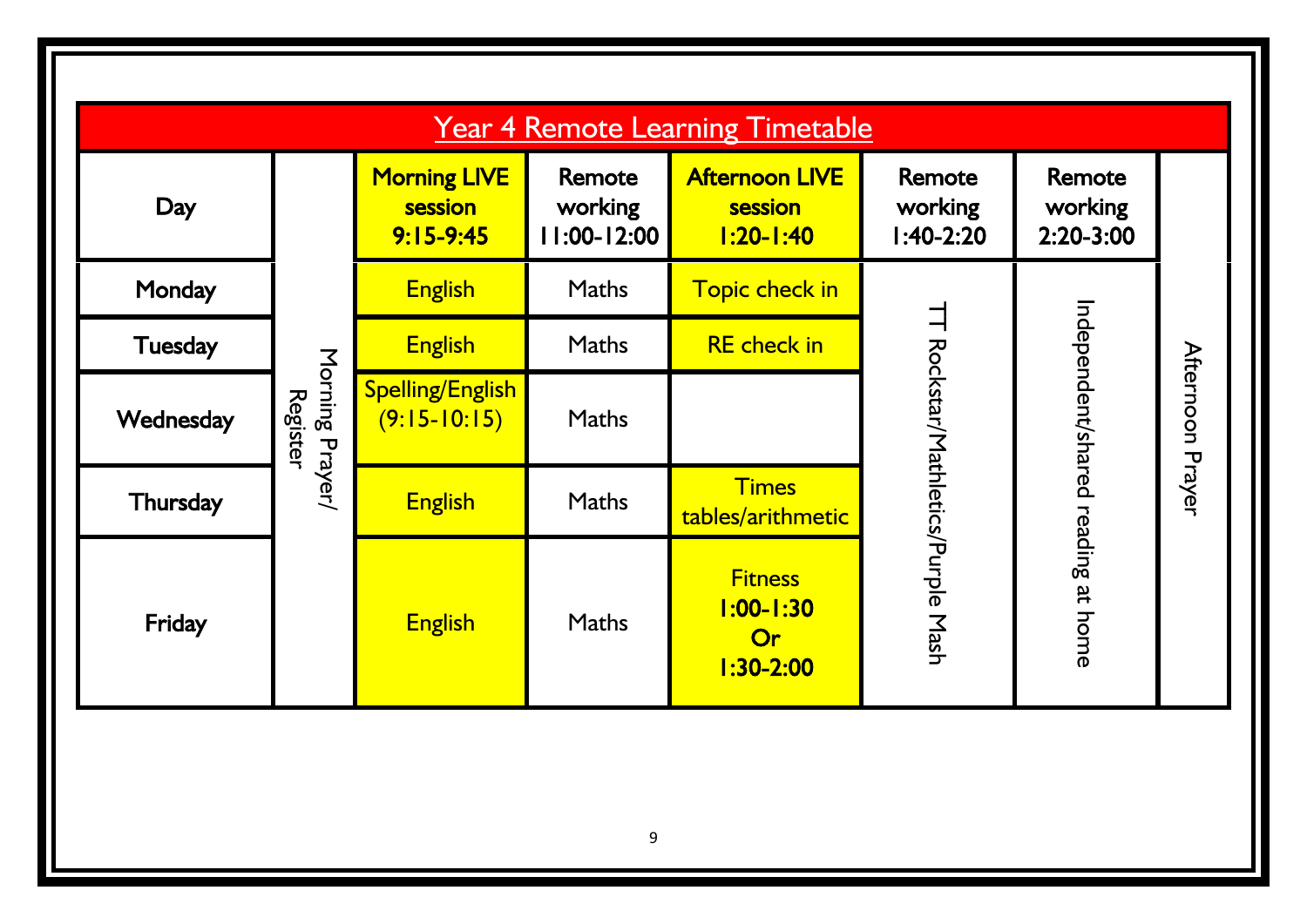# Year 4 Remote Learning Timetable

| Day | | Morning LIVE session 9:15-9:45 | Remote working 11:00-12:00 | Afternoon LIVE session 1:20-1:40 | Remote working 1:40-2:20 | Remote working 2:20-3:00 | |
|---|---|---|---|---|---|---|---|
| Monday | Morning Prayer/ Register | English | Maths | Topic check in | TT Rockstar/Mathletics/Purple Mash | Independent/shared reading at home | Afternoon Prayer |
| Tuesday | | English | Maths | RE check in | | | |
| Wednesday | | Spelling/English (9:15-10:15) | Maths | | | | |
| Thursday | | English | Maths | Times tables/arithmetic | | | |
| Friday | | English | Maths | Fitness **1:00-1:30 Or 1:30-2:00** | | | |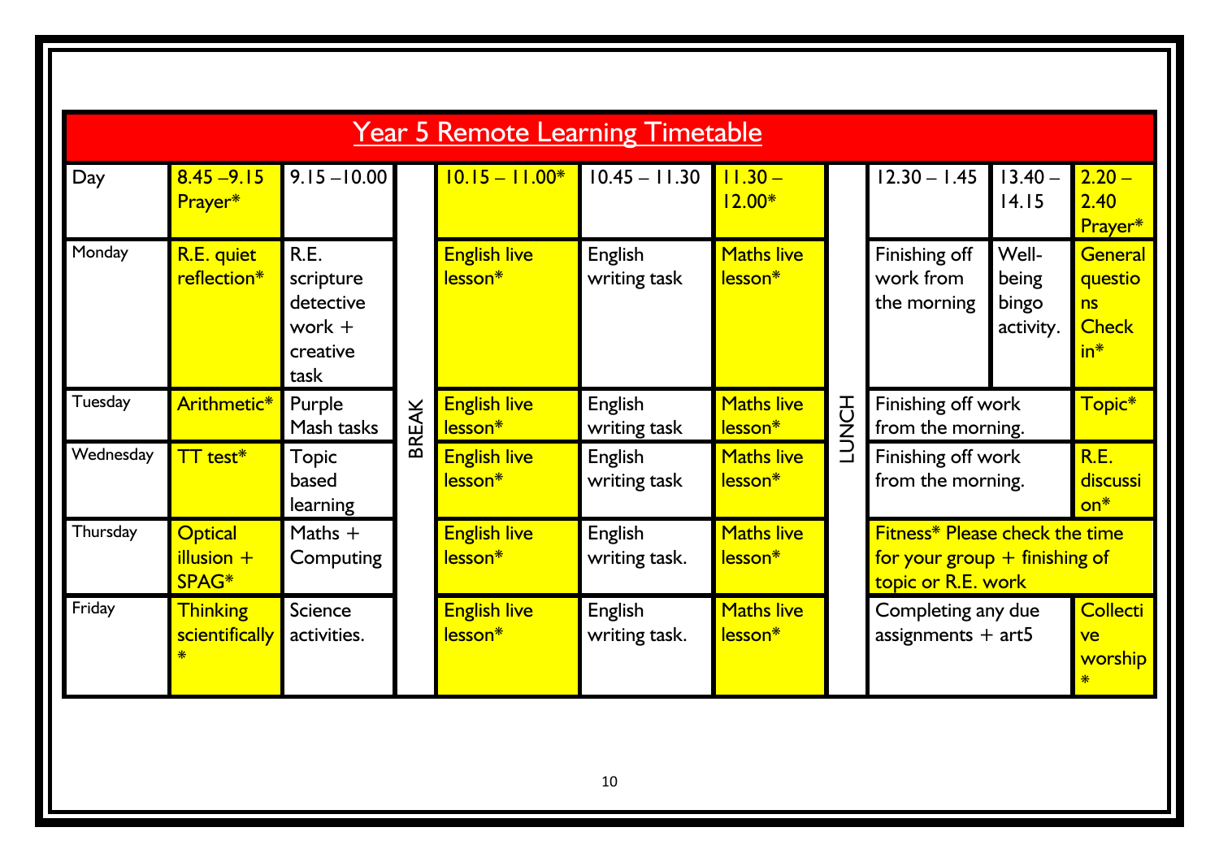# Year 5 Remote Learning Timetable

| Day | 8.45 –9.15 Prayer* | 9.15 –10.00 | | 10.15 – 11.00* | 10.45 – 11.30 | 11.30 – 12.00* | | 12.30 – 1.45 | 13.40 – 14.15 | 2.20 – 2.40 Prayer* |
|---|---|---|---|---|---|---|---|---|---|---|
| Monday | R.E. quiet reflection* | R.E. scripture detective work + creative task | BREAK | English live lesson* | English writing task | Maths live lesson* | LUNCH | Finishing off work from the morning | Well-being bingo activity. | General questions Check in* |
| Tuesday | Arithmetic* | Purple Mash tasks | | English live lesson* | English writing task | Maths live lesson* | | Finishing off work from the morning. | | Topic* |
| Wednesday | TT test* | Topic based learning | | English live lesson* | English writing task | Maths live lesson* | | Finishing off work from the morning. | | R.E. discussion* |
| Thursday | Optical illusion + SPAG* | Maths + Computing | | English live lesson* | English writing task. | Maths live lesson* | | Fitness* Please check the time for your group + finishing of topic or R.E. work | | |
| Friday | Thinking scientifically * | Science activities. | | English live lesson* | English writing task. | Maths live lesson* | | Completing any due assignments + art5 | | Collective worship * |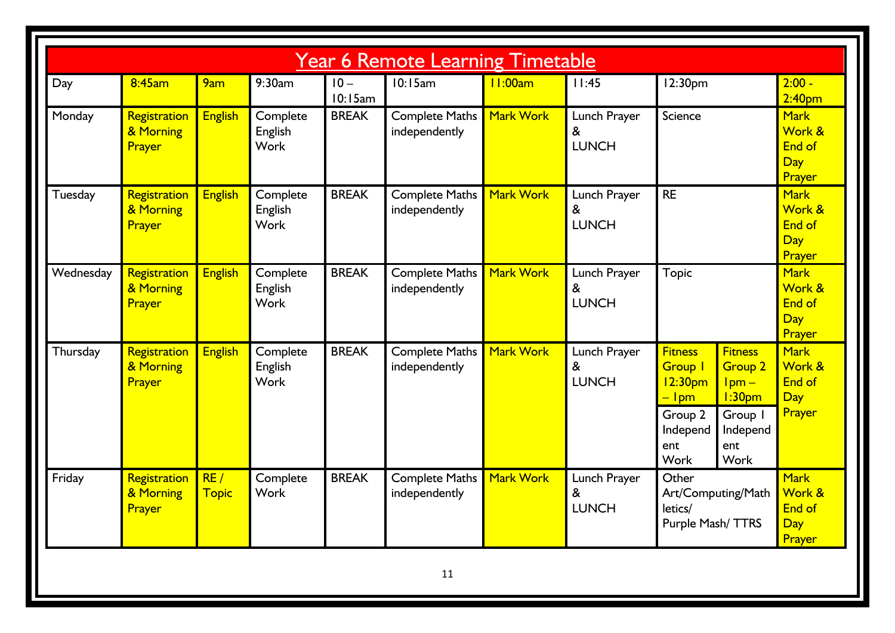# Year 6 Remote Learning Timetable

| Day | 8:45am | 9am | 9:30am | 10 – 10:15am | 10:15am | 11:00am | 11:45 | 12:30pm | | 2:00 - 2:40pm |
|---|---|---|---|---|---|---|---|---|---|---|
| Monday | Registration & Morning Prayer | English | Complete English Work | BREAK | Complete Maths independently | Mark Work | Lunch Prayer & LUNCH | Science | | Mark Work & End of Day Prayer |
| Tuesday | Registration & Morning Prayer | English | Complete English Work | BREAK | Complete Maths independently | Mark Work | Lunch Prayer & LUNCH | RE | | Mark Work & End of Day Prayer |
| Wednesday | Registration & Morning Prayer | English | Complete English Work | BREAK | Complete Maths independently | Mark Work | Lunch Prayer & LUNCH | Topic | | Mark Work & End of Day Prayer |
| Thursday | Registration & Morning Prayer | English | Complete English Work | BREAK | Complete Maths independently | Mark Work | Lunch Prayer & LUNCH | Fitness Group 1 12:30pm – 1pm<br>Group 2 Independent Work | Fitness Group 2 1pm – 1:30pm<br>Group 1 Independent Work | Mark Work & End of Day Prayer |
| Friday | Registration & Morning Prayer | RE / Topic | Complete Work | BREAK | Complete Maths independently | Mark Work | Lunch Prayer & LUNCH | Other Art/Computing/Mathletics/ Purple Mash/ TTRS | | Mark Work & End of Day Prayer |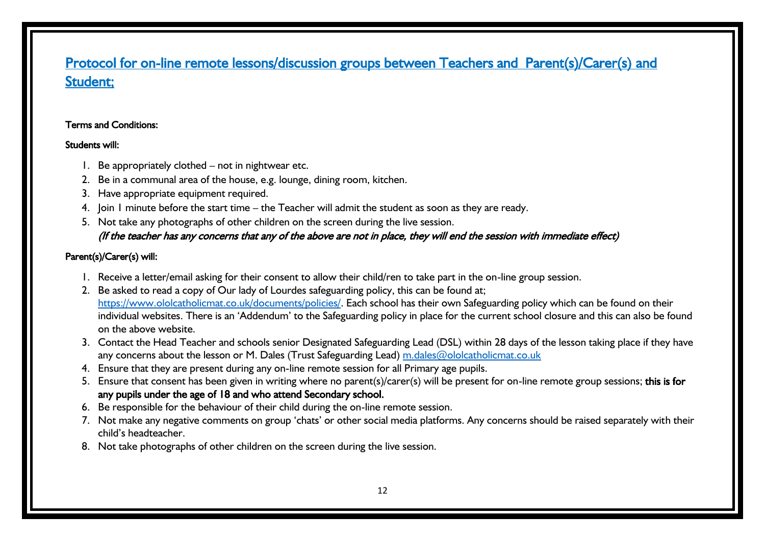## Protocol for on-line remote lessons/discussion groups between Teachers and Parent(s)/Carer(s) and Student;

**Terms and Conditions:**

**Students will:**

1. Be appropriately clothed – not in nightwear etc.
2. Be in a communal area of the house, e.g. lounge, dining room, kitchen.
3. Have appropriate equipment required.
4. Join 1 minute before the start time – the Teacher will admit the student as soon as they are ready.
5. Not take any photographs of other children on the screen during the live session.
   ***(If the teacher has any concerns that any of the above are not in place, they will end the session with immediate effect)***

**Parent(s)/Carer(s) will:**

1. Receive a letter/email asking for their consent to allow their child/ren to take part in the on-line group session.
2. Be asked to read a copy of Our lady of Lourdes safeguarding policy, this can be found at; [https://www.ololcatholicmat.co.uk/documents/policies/](https://www.ololcatholicmat.co.uk/documents/policies/). Each school has their own Safeguarding policy which can be found on their individual websites. There is an 'Addendum' to the Safeguarding policy in place for the current school closure and this can also be found on the above website.
3. Contact the Head Teacher and schools senior Designated Safeguarding Lead (DSL) within 28 days of the lesson taking place if they have any concerns about the lesson or M. Dales (Trust Safeguarding Lead) [m.dales@ololcatholicmat.co.uk](mailto:m.dales@ololcatholicmat.co.uk)
4. Ensure that they are present during any on-line remote session for all Primary age pupils.
5. Ensure that consent has been given in writing where no parent(s)/carer(s) will be present for on-line remote group sessions; **this is for any pupils under the age of 18 and who attend Secondary school.**
6. Be responsible for the behaviour of their child during the on-line remote session.
7. Not make any negative comments on group 'chats' or other social media platforms. Any concerns should be raised separately with their child's headteacher.
8. Not take photographs of other children on the screen during the live session.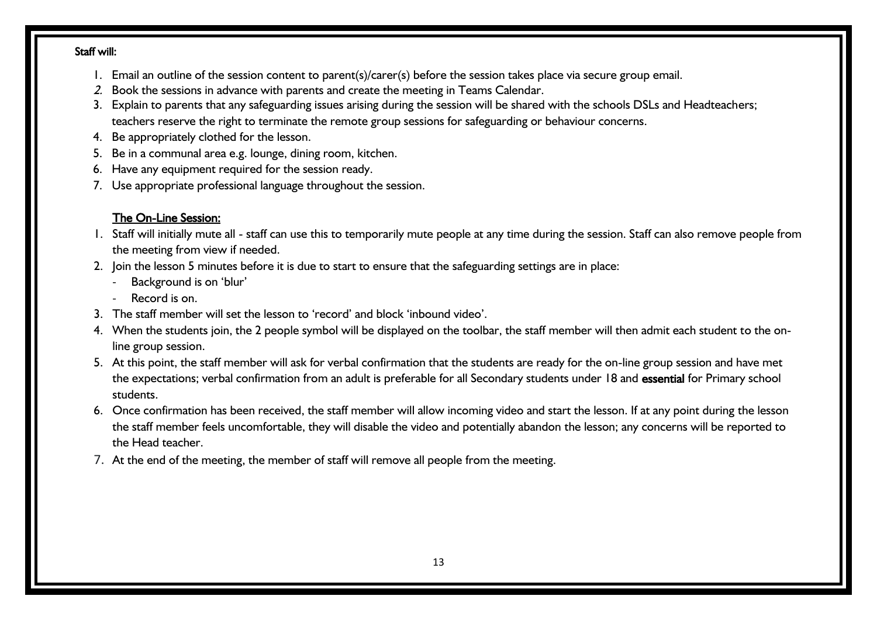**Staff will:**

1. Email an outline of the session content to parent(s)/carer(s) before the session takes place via secure group email.
2. Book the sessions in advance with parents and create the meeting in Teams Calendar.
3. Explain to parents that any safeguarding issues arising during the session will be shared with the schools DSLs and Headteachers; teachers reserve the right to terminate the remote group sessions for safeguarding or behaviour concerns.
4. Be appropriately clothed for the lesson.
5. Be in a communal area e.g. lounge, dining room, kitchen.
6. Have any equipment required for the session ready.
7. Use appropriate professional language throughout the session.

**The On-Line Session:**

1. Staff will initially mute all - staff can use this to temporarily mute people at any time during the session. Staff can also remove people from the meeting from view if needed.
2. Join the lesson 5 minutes before it is due to start to ensure that the safeguarding settings are in place:
   - Background is on 'blur'
   - Record is on.
3. The staff member will set the lesson to 'record' and block 'inbound video'.
4. When the students join, the 2 people symbol will be displayed on the toolbar, the staff member will then admit each student to the on-line group session.
5. At this point, the staff member will ask for verbal confirmation that the students are ready for the on-line group session and have met the expectations; verbal confirmation from an adult is preferable for all Secondary students under 18 and **essential** for Primary school students.
6. Once confirmation has been received, the staff member will allow incoming video and start the lesson. If at any point during the lesson the staff member feels uncomfortable, they will disable the video and potentially abandon the lesson; any concerns will be reported to the Head teacher.
7. At the end of the meeting, the member of staff will remove all people from the meeting.